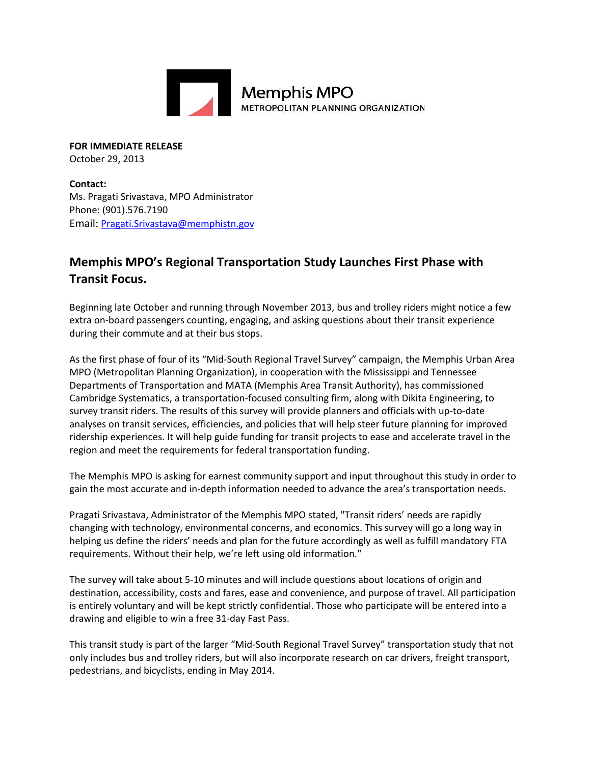Memphis MPO
METROPOLITAN PLANNING ORGANIZATION

**FOR IMMEDIATE RELEASE**
October 29, 2013

**Contact:**
Ms. Pragati Srivastava, MPO Administrator
Phone: (901).576.7190
Email: Pragati.Srivastava@memphistn.gov

## Memphis MPO's Regional Transportation Study Launches First Phase with Transit Focus.

Beginning late October and running through November 2013, bus and trolley riders might notice a few extra on-board passengers counting, engaging, and asking questions about their transit experience during their commute and at their bus stops.

As the first phase of four of its "Mid-South Regional Travel Survey" campaign, the Memphis Urban Area MPO (Metropolitan Planning Organization), in cooperation with the Mississippi and Tennessee Departments of Transportation and MATA (Memphis Area Transit Authority), has commissioned Cambridge Systematics, a transportation-focused consulting firm, along with Dikita Engineering, to survey transit riders. The results of this survey will provide planners and officials with up-to-date analyses on transit services, efficiencies, and policies that will help steer future planning for improved ridership experiences. It will help guide funding for transit projects to ease and accelerate travel in the region and meet the requirements for federal transportation funding.

The Memphis MPO is asking for earnest community support and input throughout this study in order to gain the most accurate and in-depth information needed to advance the area's transportation needs.

Pragati Srivastava, Administrator of the Memphis MPO stated, "Transit riders' needs are rapidly changing with technology, environmental concerns, and economics. This survey will go a long way in helping us define the riders' needs and plan for the future accordingly as well as fulfill mandatory FTA requirements. Without their help, we're left using old information."

The survey will take about 5-10 minutes and will include questions about locations of origin and destination, accessibility, costs and fares, ease and convenience, and purpose of travel. All participation is entirely voluntary and will be kept strictly confidential. Those who participate will be entered into a drawing and eligible to win a free 31-day Fast Pass.

This transit study is part of the larger "Mid-South Regional Travel Survey" transportation study that not only includes bus and trolley riders, but will also incorporate research on car drivers, freight transport, pedestrians, and bicyclists, ending in May 2014.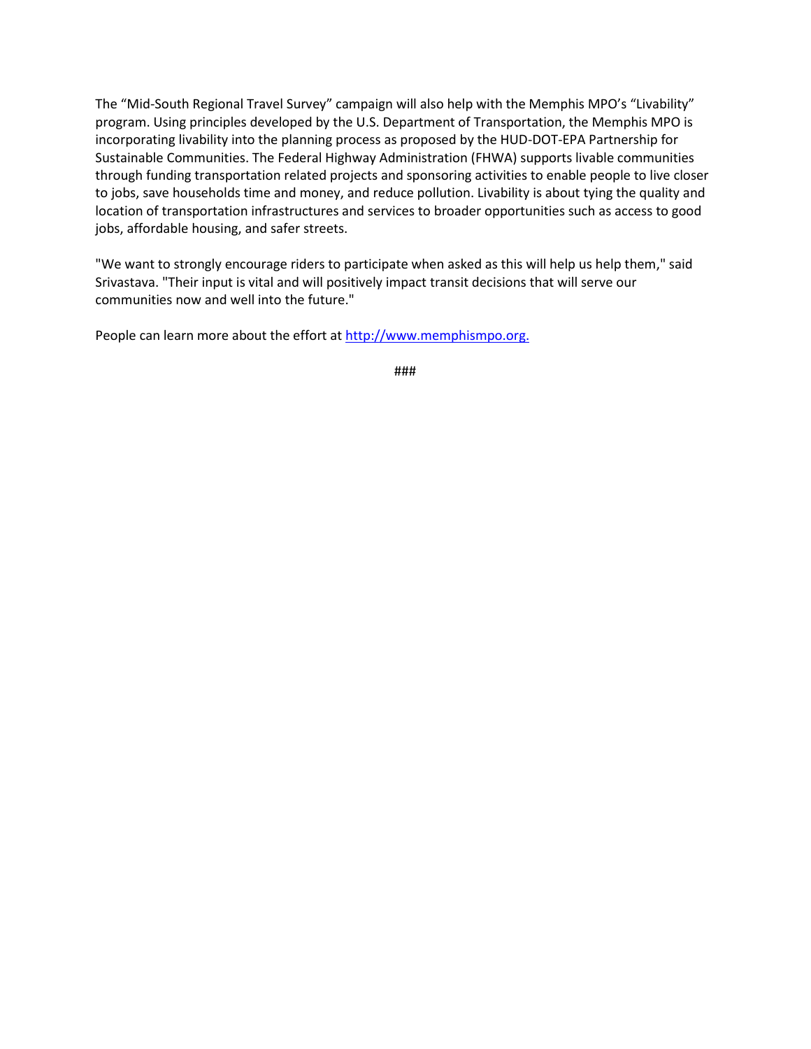The “Mid-South Regional Travel Survey” campaign will also help with the Memphis MPO’s “Livability” program. Using principles developed by the U.S. Department of Transportation, the Memphis MPO is incorporating livability into the planning process as proposed by the HUD-DOT-EPA Partnership for Sustainable Communities. The Federal Highway Administration (FHWA) supports livable communities through funding transportation related projects and sponsoring activities to enable people to live closer to jobs, save households time and money, and reduce pollution. Livability is about tying the quality and location of transportation infrastructures and services to broader opportunities such as access to good jobs, affordable housing, and safer streets.

"We want to strongly encourage riders to participate when asked as this will help us help them," said Srivastava. "Their input is vital and will positively impact transit decisions that will serve our communities now and well into the future."

People can learn more about the effort at [http://www.memphismpo.org.](http://www.memphismpo.org)

###